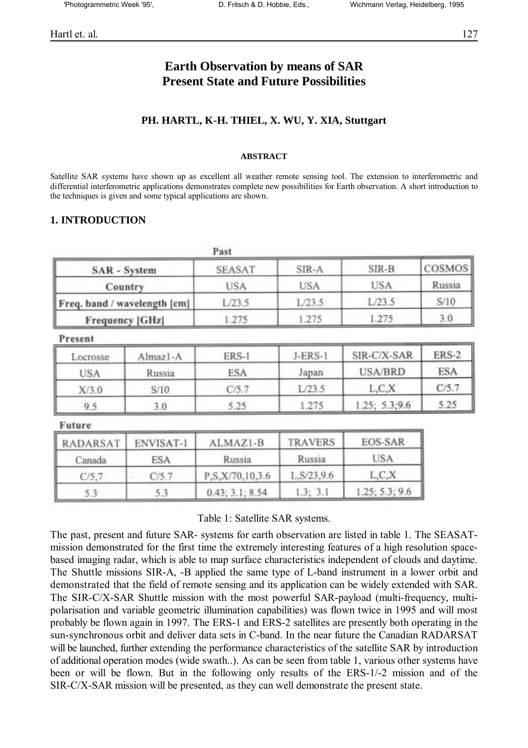# Earth Observation by means of SAR
# Present State and Future Possibilities

**PH. HARTL, K-H. THIEL, X. WU, Y. XIA, Stuttgart**

##### ABSTRACT

Satellite SAR systems have shown up as excellent all weather remote sensing tool. The extension to interferometric and differential interferometric applications demonstrates complete new possibilities for Earth observation. A short introduction to the techniques is given and some typical applications are shown.

## 1. INTRODUCTION

Past

| SAR - System | SEASAT | SIR-A | SIR-B | COSMOS |
|---|---|---|---|---|
| Country | USA | USA | USA | Russia |
| Freq. band / wavelength [cm] | L/23.5 | L/23.5 | L/23.5 | S/10 |
| Frequency [GHz] | 1.275 | 1.275 | 1.275 | 3.0 |

Present

| Locrosse | Almaz1-A | ERS-1 | J-ERS-1 | SIR-C/X-SAR | ERS-2 |
|---|---|---|---|---|---|
| USA | Russia | ESA | Japan | USA/BRD | ESA |
| X/3.0 | S/10 | C/5.7 | L/23.5 | L,C,X | C/5.7 |
| 9.5 | 3.0 | 5.25 | 1.275 | 1.25; 5.3;9.6 | 5.25 |

Future

| RADARSAT | ENVISAT-1 | ALMAZ1-B | TRAVERS | EOS-SAR |
|---|---|---|---|---|
| Canada | ESA | Russia | Russia | USA |
| C/5,7 | C/5.7 | P,S,X/70,10,3.6 | L,S/23,9.6 | L,C,X |
| 5.3 | 5.3 | 0.43; 3.1; 8.54 | 1.3; 3.1 | 1.25; 5.3; 9.6 |

Table 1: Satellite SAR systems.

The past, present and future SAR- systems for earth observation are listed in table 1. The SEASAT-mission demonstrated for the first time the extremely interesting features of a high resolution space-based imaging radar, which is able to map surface characteristics independent of clouds and daytime. The Shuttle missions SIR-A, -B applied the same type of L-band instrument in a lower orbit and demonstrated that the field of remote sensing and its application can be widely extended with SAR. The SIR-C/X-SAR Shuttle mission with the most powerful SAR-payload (multi-frequency, multi-polarisation and variable geometric illumination capabilities) was flown twice in 1995 and will most probably be flown again in 1997. The ERS-1 and ERS-2 satellites are presently both operating in the sun-synchronous orbit and deliver data sets in C-band. In the near future the Canadian RADARSAT will be launched, further extending the performance characteristics of the satellite SAR by introduction of additional operation modes (wide swath..). As can be seen from table 1, various other systems have been or will be flown. But in the following only results of the ERS-1/-2 mission and of the SIR-C/X-SAR mission will be presented, as they can well demonstrate the present state.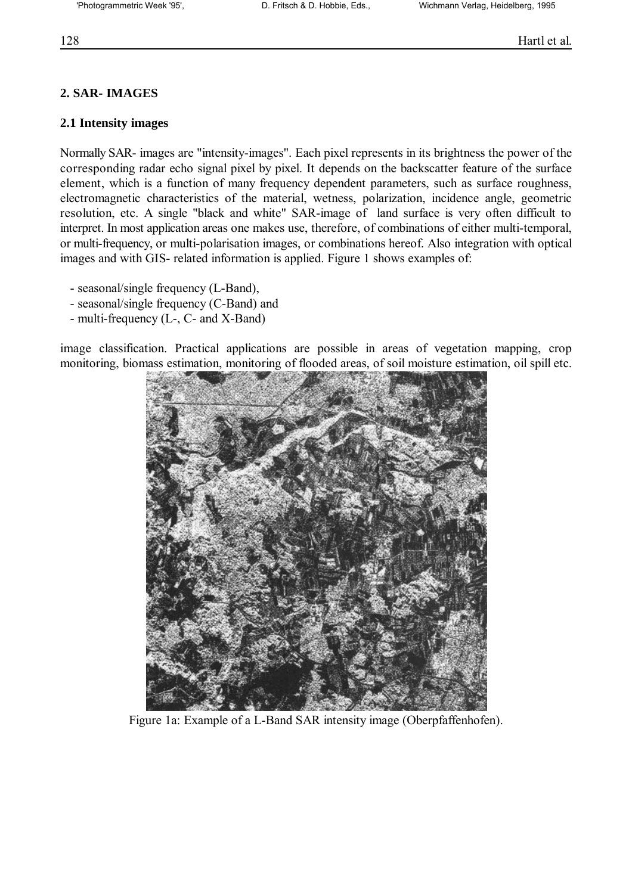## 2. SAR- IMAGES

### 2.1 Intensity images

Normally SAR- images are "intensity-images". Each pixel represents in its brightness the power of the corresponding radar echo signal pixel by pixel. It depends on the backscatter feature of the surface element, which is a function of many frequency dependent parameters, such as surface roughness, electromagnetic characteristics of the material, wetness, polarization, incidence angle, geometric resolution, etc. A single "black and white" SAR-image of land surface is very often difficult to interpret. In most application areas one makes use, therefore, of combinations of either multi-temporal, or multi-frequency, or multi-polarisation images, or combinations hereof. Also integration with optical images and with GIS- related information is applied. Figure 1 shows examples of:

- seasonal/single frequency (L-Band),
- seasonal/single frequency (C-Band) and
- multi-frequency (L-, C- and X-Band)

image classification. Practical applications are possible in areas of vegetation mapping, crop monitoring, biomass estimation, monitoring of flooded areas, of soil moisture estimation, oil spill etc.

Figure 1a: Example of a L-Band SAR intensity image (Oberpfaffenhofen).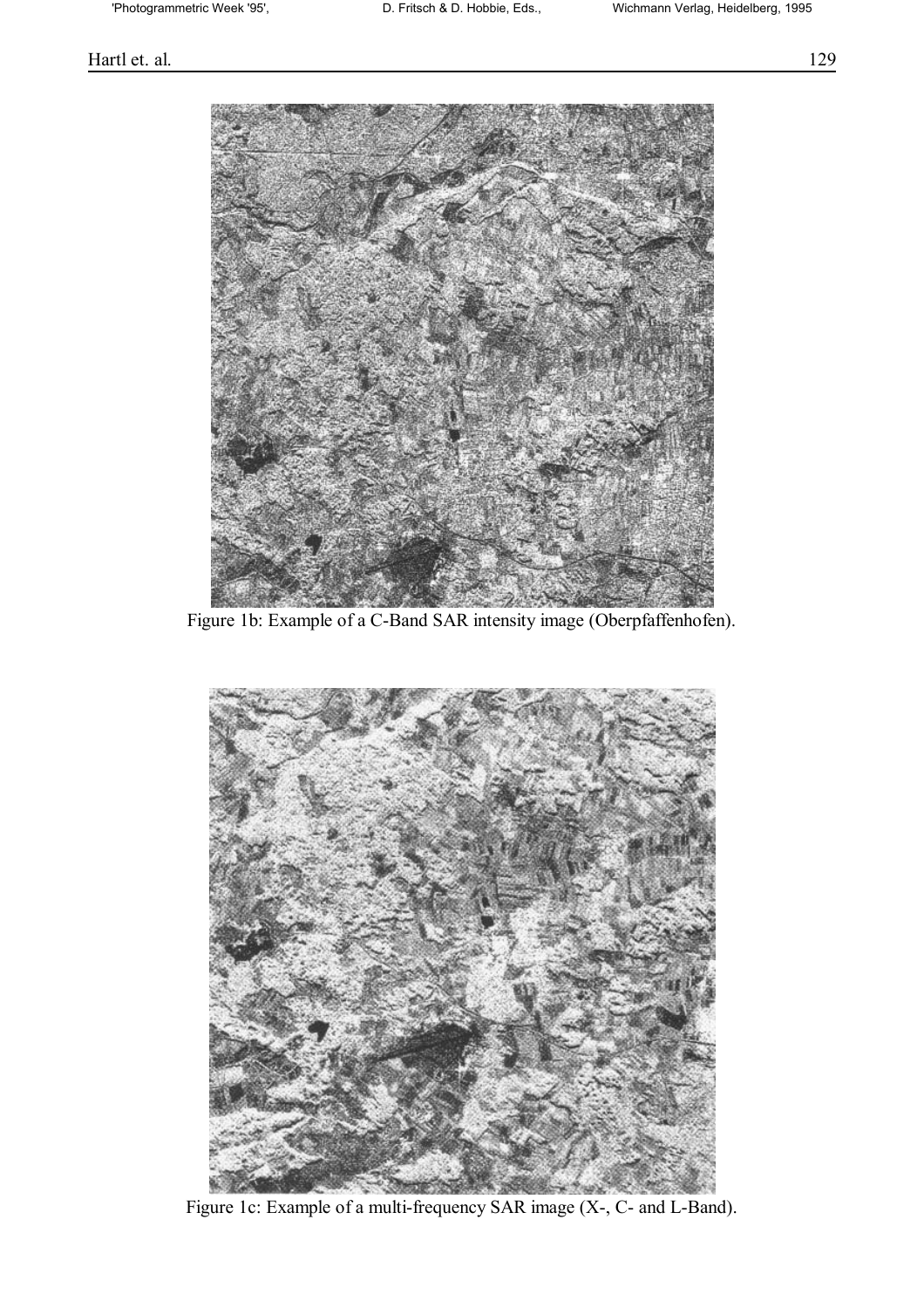Figure 1b: Example of a C-Band SAR intensity image (Oberpfaffenhofen).

Figure 1c: Example of a multi-frequency SAR image (X-, C- and L-Band).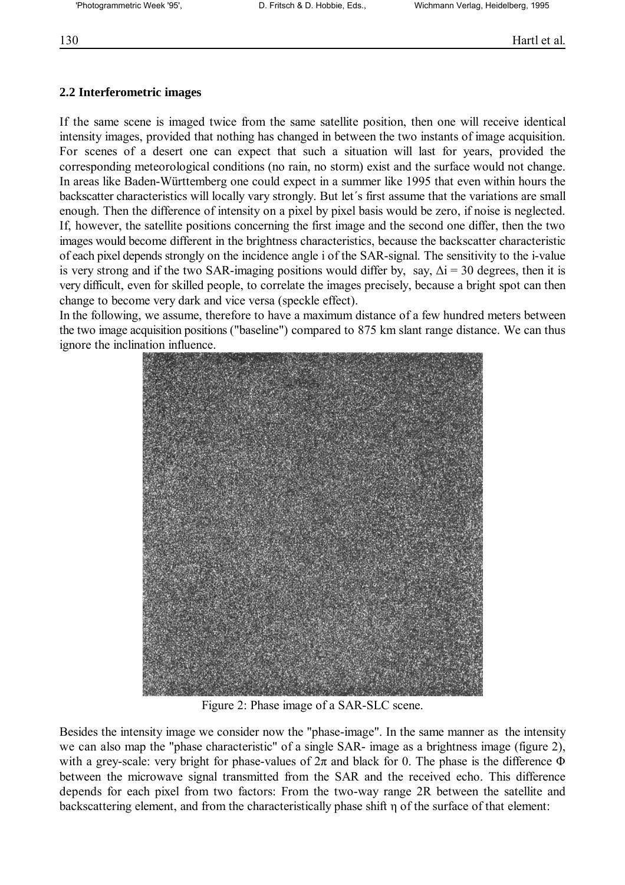## 2.2 Interferometric images

If the same scene is imaged twice from the same satellite position, then one will receive identical intensity images, provided that nothing has changed in between the two instants of image acquisition. For scenes of a desert one can expect that such a situation will last for years, provided the corresponding meteorological conditions (no rain, no storm) exist and the surface would not change. In areas like Baden-Württemberg one could expect in a summer like 1995 that even within hours the backscatter characteristics will locally vary strongly. But let´s first assume that the variations are small enough. Then the difference of intensity on a pixel by pixel basis would be zero, if noise is neglected. If, however, the satellite positions concerning the first image and the second one differ, then the two images would become different in the brightness characteristics, because the backscatter characteristic of each pixel depends strongly on the incidence angle i of the SAR-signal. The sensitivity to the i-value is very strong and if the two SAR-imaging positions would differ by, say, $\Delta i = 30$ degrees, then it is very difficult, even for skilled people, to correlate the images precisely, because a bright spot can then change to become very dark and vice versa (speckle effect).

In the following, we assume, therefore to have a maximum distance of a few hundred meters between the two image acquisition positions ("baseline") compared to 875 km slant range distance. We can thus ignore the inclination influence.

Figure 2: Phase image of a SAR-SLC scene.

Besides the intensity image we consider now the "phase-image". In the same manner as the intensity we can also map the "phase characteristic" of a single SAR- image as a brightness image (figure 2), with a grey-scale: very bright for phase-values of $2\pi$ and black for 0. The phase is the difference $\Phi$ between the microwave signal transmitted from the SAR and the received echo. This difference depends for each pixel from two factors: From the two-way range 2R between the satellite and backscattering element, and from the characteristically phase shift $\eta$ of the surface of that element: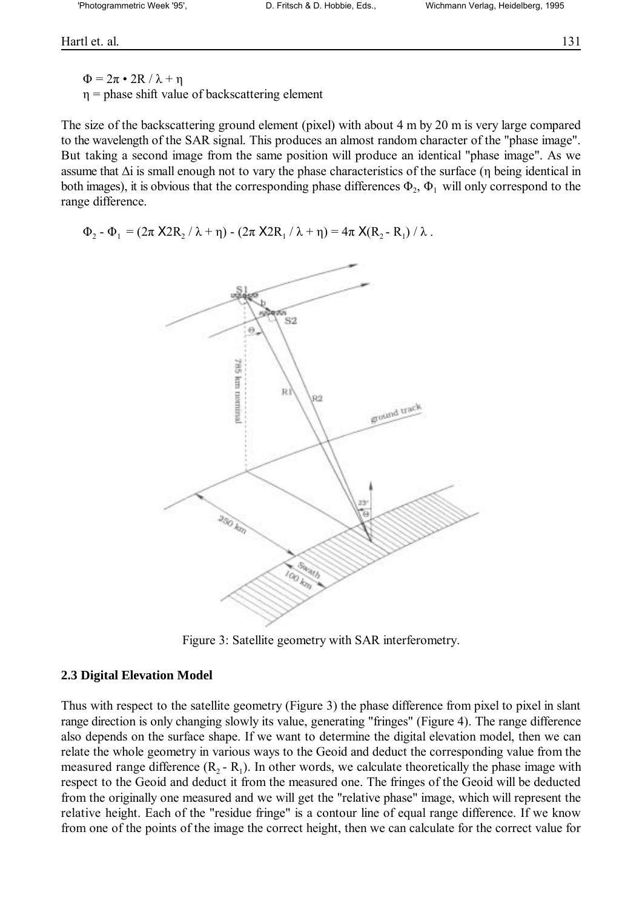$\Phi = 2\pi \cdot 2R / \lambda + \eta$

$\eta$ = phase shift value of backscattering element

The size of the backscattering ground element (pixel) with about 4 m by 20 m is very large compared to the wavelength of the SAR signal. This produces an almost random character of the "phase image". But taking a second image from the same position will produce an identical "phase image". As we assume that $\Delta i$ is small enough not to vary the phase characteristics of the surface ($\eta$ being identical in both images), it is obvious that the corresponding phase differences $\Phi_2$, $\Phi_1$ will only correspond to the range difference.

$$\Phi_2 - \Phi_1 = (2\pi \times 2R_2 / \lambda + \eta) - (2\pi \times 2R_1 / \lambda + \eta) = 4\pi \times (R_2 - R_1) / \lambda .$$

Figure 3: Satellite geometry with SAR interferometry.

### 2.3 Digital Elevation Model

Thus with respect to the satellite geometry (Figure 3) the phase difference from pixel to pixel in slant range direction is only changing slowly its value, generating "fringes" (Figure 4). The range difference also depends on the surface shape. If we want to determine the digital elevation model, then we can relate the whole geometry in various ways to the Geoid and deduct the corresponding value from the measured range difference ($R_2 - R_1$). In other words, we calculate theoretically the phase image with respect to the Geoid and deduct it from the measured one. The fringes of the Geoid will be deducted from the originally one measured and we will get the "relative phase" image, which will represent the relative height. Each of the "residue fringe" is a contour line of equal range difference. If we know from one of the points of the image the correct height, then we can calculate for the correct value for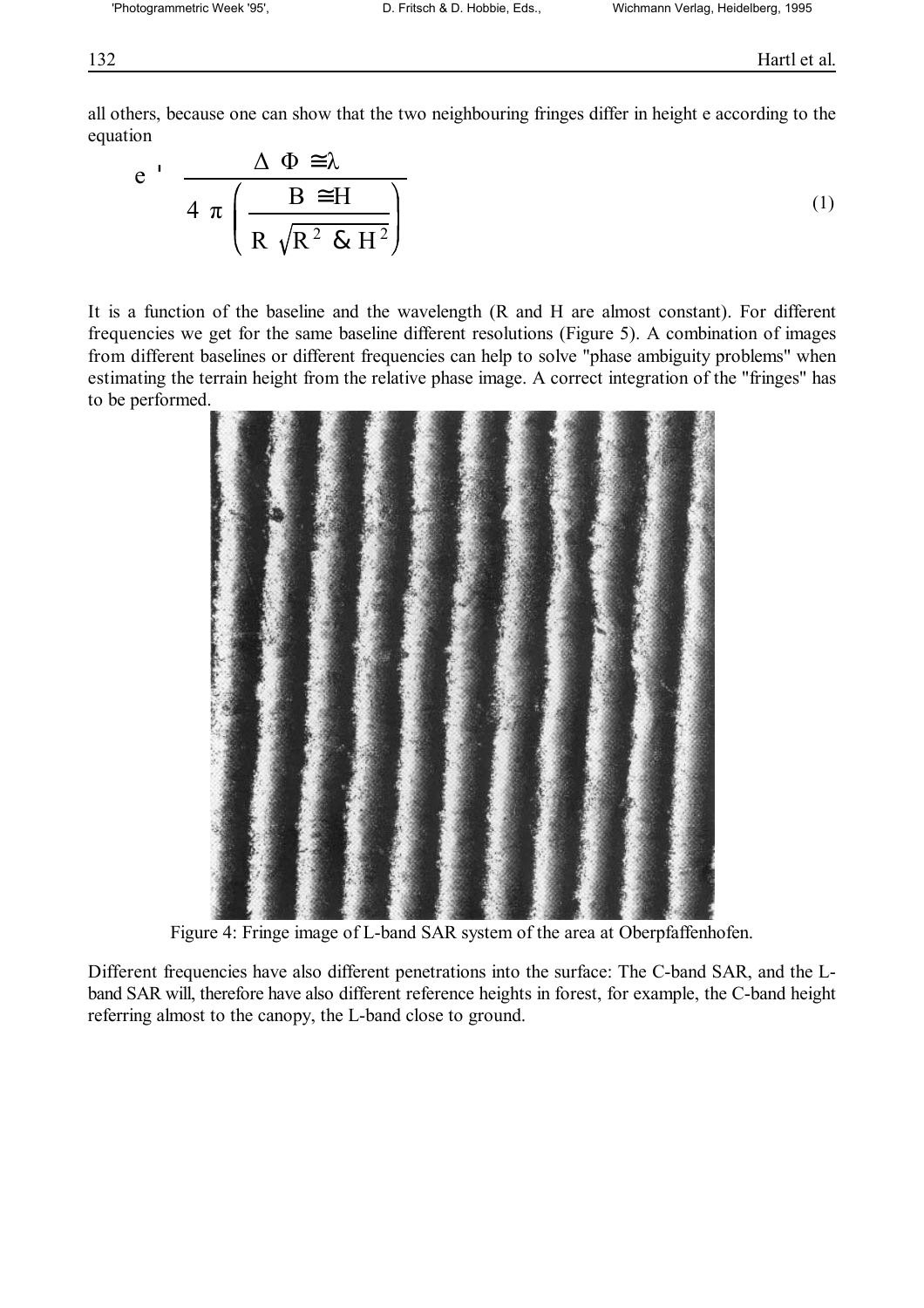all others, because one can show that the two neighbouring fringes differ in height e according to the equation

$$e = \frac{\Delta \Phi \cdot \lambda}{4 \pi \left( \frac{B \cdot H}{R \sqrt{R^2 - H^2}} \right)} \tag{1}$$

It is a function of the baseline and the wavelength (R and H are almost constant). For different frequencies we get for the same baseline different resolutions (Figure 5). A combination of images from different baselines or different frequencies can help to solve "phase ambiguity problems" when estimating the terrain height from the relative phase image. A correct integration of the "fringes" has to be performed.

Figure 4: Fringe image of L-band SAR system of the area at Oberpfaffenhofen.

Different frequencies have also different penetrations into the surface: The C-band SAR, and the L-band SAR will, therefore have also different reference heights in forest, for example, the C-band height referring almost to the canopy, the L-band close to ground.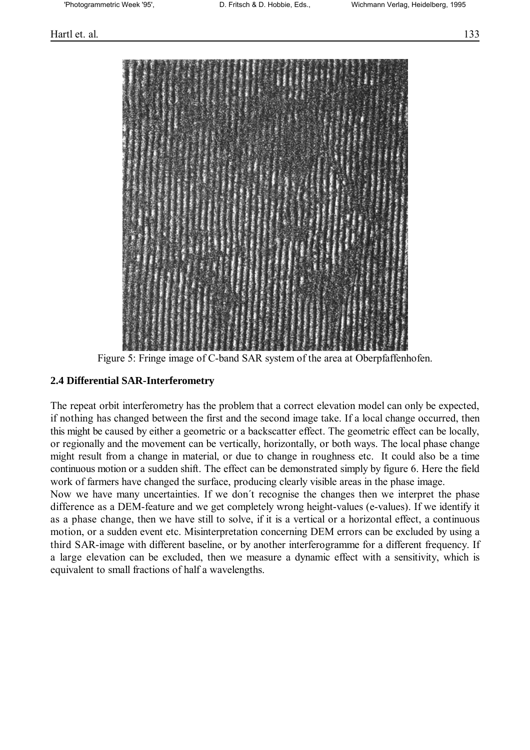Figure 5: Fringe image of C-band SAR system of the area at Oberpfaffenhofen.

## 2.4 Differential SAR-Interferometry

The repeat orbit interferometry has the problem that a correct elevation model can only be expected, if nothing has changed between the first and the second image take. If a local change occurred, then this might be caused by either a geometric or a backscatter effect. The geometric effect can be locally, or regionally and the movement can be vertically, horizontally, or both ways. The local phase change might result from a change in material, or due to change in roughness etc. It could also be a time continuous motion or a sudden shift. The effect can be demonstrated simply by figure 6. Here the field work of farmers have changed the surface, producing clearly visible areas in the phase image.

Now we have many uncertainties. If we don´t recognise the changes then we interpret the phase difference as a DEM-feature and we get completely wrong height-values (e-values). If we identify it as a phase change, then we have still to solve, if it is a vertical or a horizontal effect, a continuous motion, or a sudden event etc. Misinterpretation concerning DEM errors can be excluded by using a third SAR-image with different baseline, or by another interferogramme for a different frequency. If a large elevation can be excluded, then we measure a dynamic effect with a sensitivity, which is equivalent to small fractions of half a wavelengths.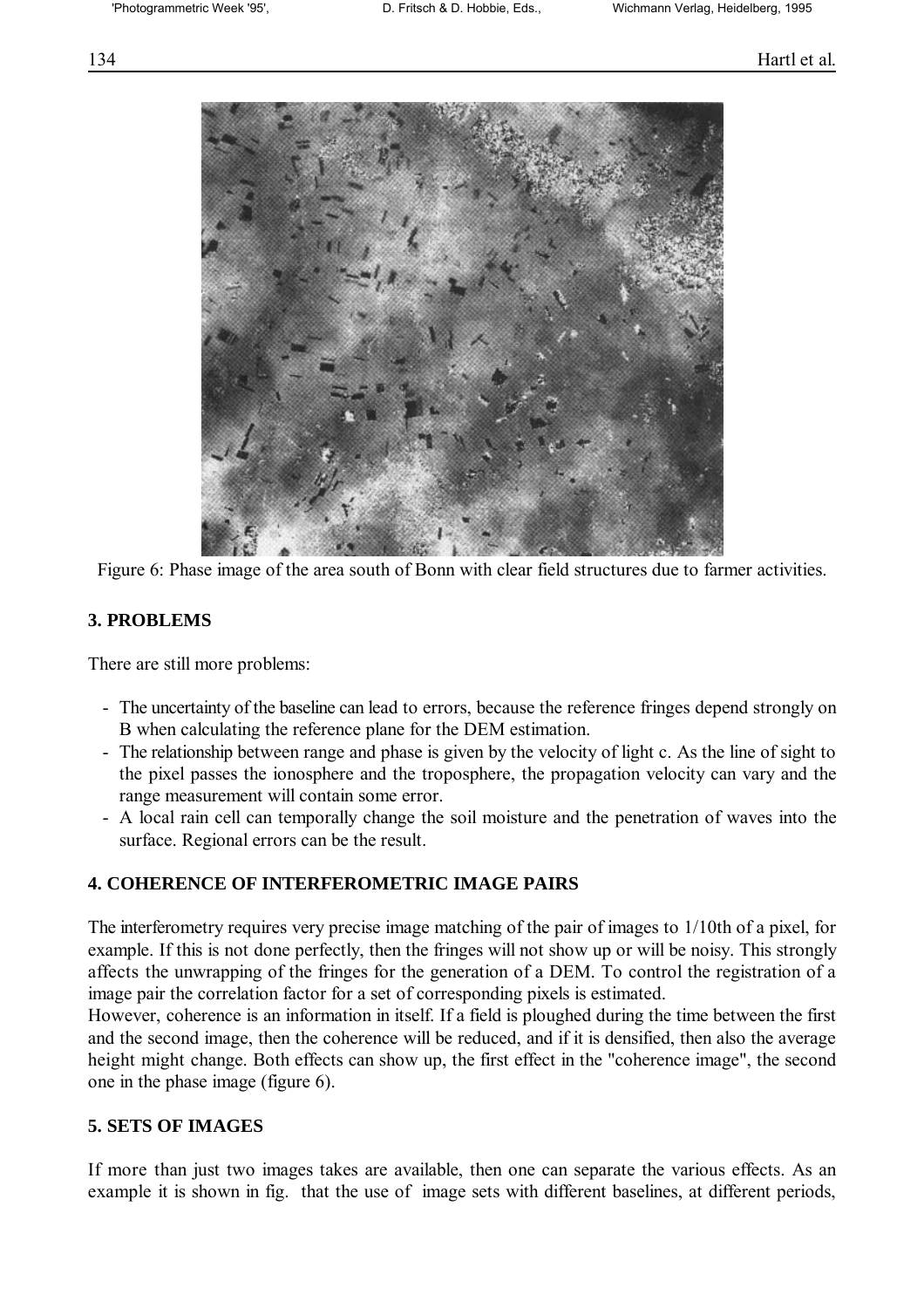Figure 6: Phase image of the area south of Bonn with clear field structures due to farmer activities.

## 3. PROBLEMS

There are still more problems:

- The uncertainty of the baseline can lead to errors, because the reference fringes depend strongly on B when calculating the reference plane for the DEM estimation.
- The relationship between range and phase is given by the velocity of light c. As the line of sight to the pixel passes the ionosphere and the troposphere, the propagation velocity can vary and the range measurement will contain some error.
- A local rain cell can temporally change the soil moisture and the penetration of waves into the surface. Regional errors can be the result.

## 4. COHERENCE OF INTERFEROMETRIC IMAGE PAIRS

The interferometry requires very precise image matching of the pair of images to 1/10th of a pixel, for example. If this is not done perfectly, then the fringes will not show up or will be noisy. This strongly affects the unwrapping of the fringes for the generation of a DEM. To control the registration of a image pair the correlation factor for a set of corresponding pixels is estimated.
However, coherence is an information in itself. If a field is ploughed during the time between the first and the second image, then the coherence will be reduced, and if it is densified, then also the average height might change. Both effects can show up, the first effect in the "coherence image", the second one in the phase image (figure 6).

## 5. SETS OF IMAGES

If more than just two images takes are available, then one can separate the various effects. As an example it is shown in fig. that the use of image sets with different baselines, at different periods,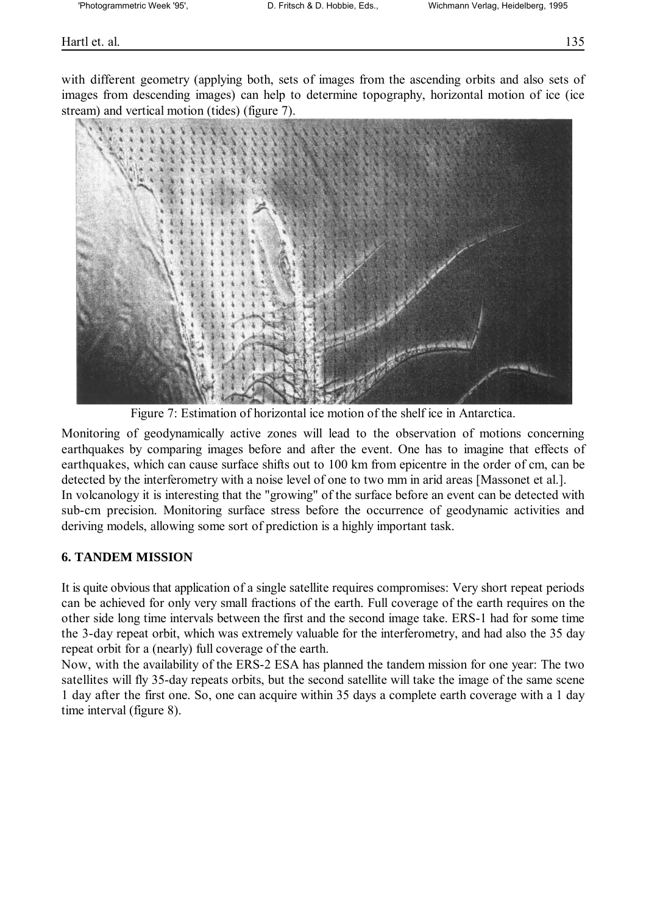with different geometry (applying both, sets of images from the ascending orbits and also sets of images from descending images) can help to determine topography, horizontal motion of ice (ice stream) and vertical motion (tides) (figure 7).

Figure 7: Estimation of horizontal ice motion of the shelf ice in Antarctica.

Monitoring of geodynamically active zones will lead to the observation of motions concerning earthquakes by comparing images before and after the event. One has to imagine that effects of earthquakes, which can cause surface shifts out to 100 km from epicentre in the order of cm, can be detected by the interferometry with a noise level of one to two mm in arid areas [Massonet et al.].
In volcanology it is interesting that the "growing" of the surface before an event can be detected with sub-cm precision. Monitoring surface stress before the occurrence of geodynamic activities and deriving models, allowing some sort of prediction is a highly important task.

## 6. TANDEM MISSION

It is quite obvious that application of a single satellite requires compromises: Very short repeat periods can be achieved for only very small fractions of the earth. Full coverage of the earth requires on the other side long time intervals between the first and the second image take. ERS-1 had for some time the 3-day repeat orbit, which was extremely valuable for the interferometry, and had also the 35 day repeat orbit for a (nearly) full coverage of the earth.
Now, with the availability of the ERS-2 ESA has planned the tandem mission for one year: The two satellites will fly 35-day repeats orbits, but the second satellite will take the image of the same scene 1 day after the first one. So, one can acquire within 35 days a complete earth coverage with a 1 day time interval (figure 8).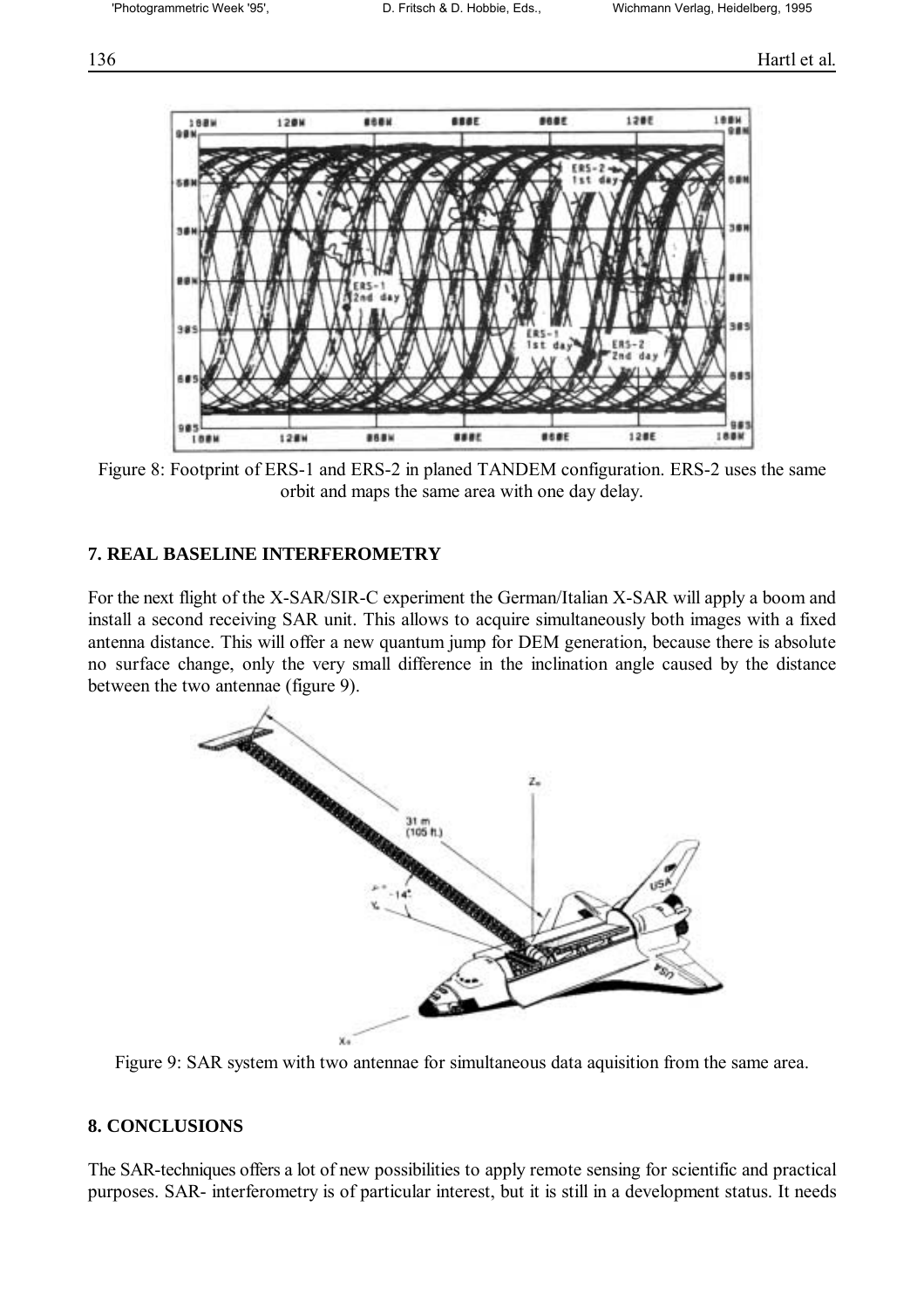Figure 8: Footprint of ERS-1 and ERS-2 in planed TANDEM configuration. ERS-2 uses the same orbit and maps the same area with one day delay.

## 7. REAL BASELINE INTERFEROMETRY

For the next flight of the X-SAR/SIR-C experiment the German/Italian X-SAR will apply a boom and install a second receiving SAR unit. This allows to acquire simultaneously both images with a fixed antenna distance. This will offer a new quantum jump for DEM generation, because there is absolute no surface change, only the very small difference in the inclination angle caused by the distance between the two antennae (figure 9).

Figure 9: SAR system with two antennae for simultaneous data aquisition from the same area.

## 8. CONCLUSIONS

The SAR-techniques offers a lot of new possibilities to apply remote sensing for scientific and practical purposes. SAR- interferometry is of particular interest, but it is still in a development status. It needs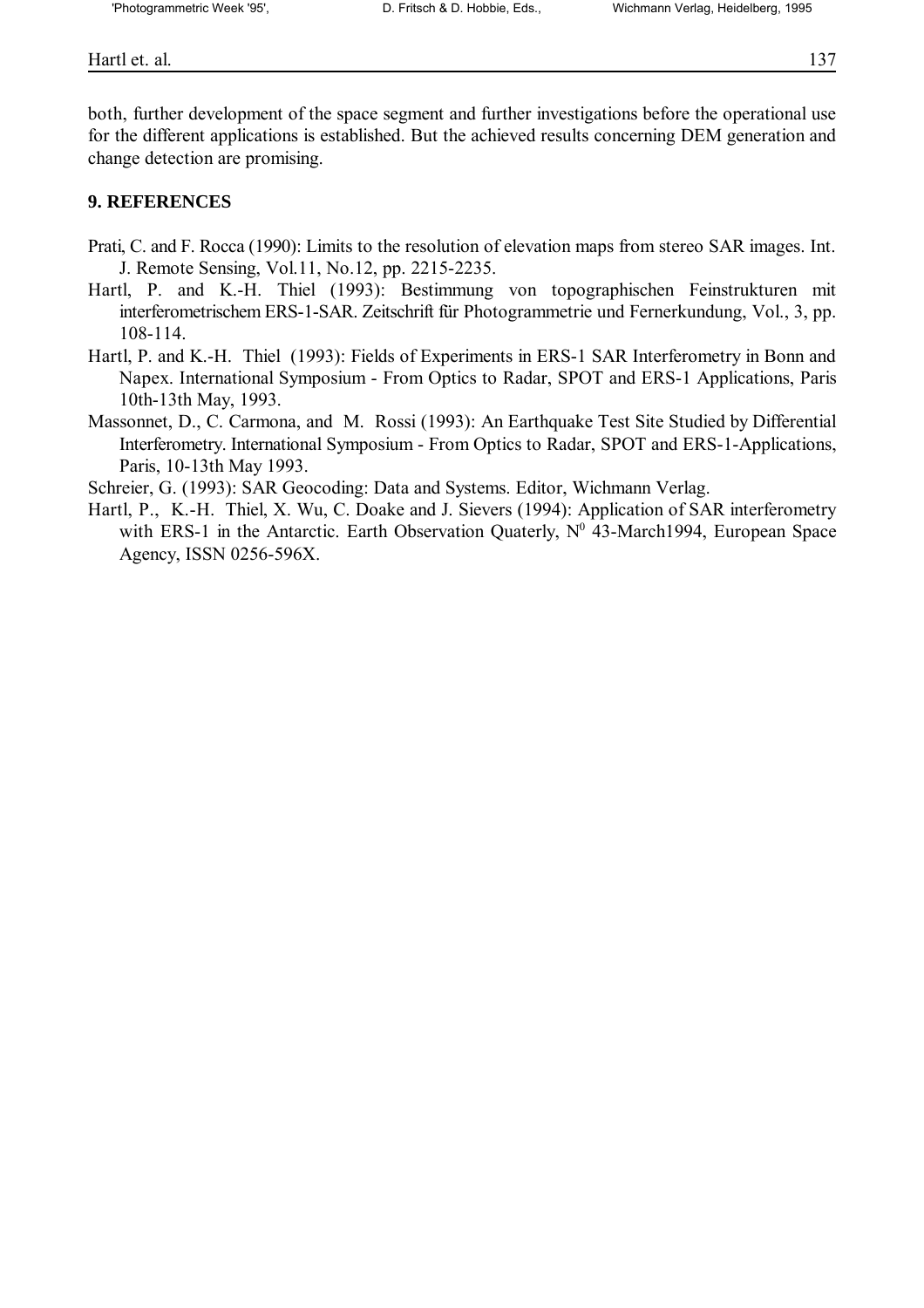both, further development of the space segment and further investigations before the operational use for the different applications is established. But the achieved results concerning DEM generation and change detection are promising.

### 9. REFERENCES

Prati, C. and F. Rocca (1990): Limits to the resolution of elevation maps from stereo SAR images. Int. J. Remote Sensing, Vol.11, No.12, pp. 2215-2235.

Hartl, P. and K.-H. Thiel (1993): Bestimmung von topographischen Feinstrukturen mit interferometrischem ERS-1-SAR. Zeitschrift für Photogrammetrie und Fernerkundung, Vol., 3, pp. 108-114.

Hartl, P. and K.-H. Thiel (1993): Fields of Experiments in ERS-1 SAR Interferometry in Bonn and Napex. International Symposium - From Optics to Radar, SPOT and ERS-1 Applications, Paris 10th-13th May, 1993.

Massonnet, D., C. Carmona, and M. Rossi (1993): An Earthquake Test Site Studied by Differential Interferometry. International Symposium - From Optics to Radar, SPOT and ERS-1-Applications, Paris, 10-13th May 1993.

Schreier, G. (1993): SAR Geocoding: Data and Systems. Editor, Wichmann Verlag.

Hartl, P., K.-H. Thiel, X. Wu, C. Doake and J. Sievers (1994): Application of SAR interferometry with ERS-1 in the Antarctic. Earth Observation Quaterly, N[0] 43-March1994, European Space Agency, ISSN 0256-596X.